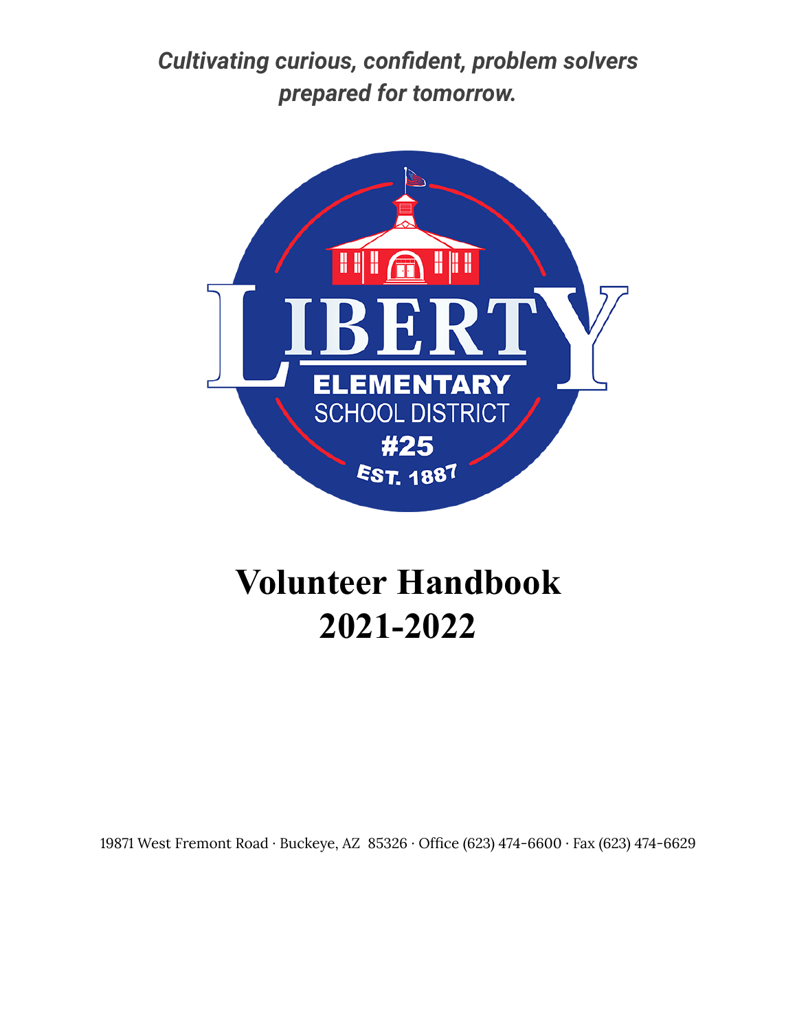*Cultivating curious, confident, problem solvers prepared for tomorrow.*

LIBERTY ELEMENTARY SCHOOL DISTRICT #25 EST. 1887

# Volunteer Handbook 2021-2022

19871 West Fremont Road · Buckeye, AZ 85326 · Office (623) 474-6600 · Fax (623) 474-6629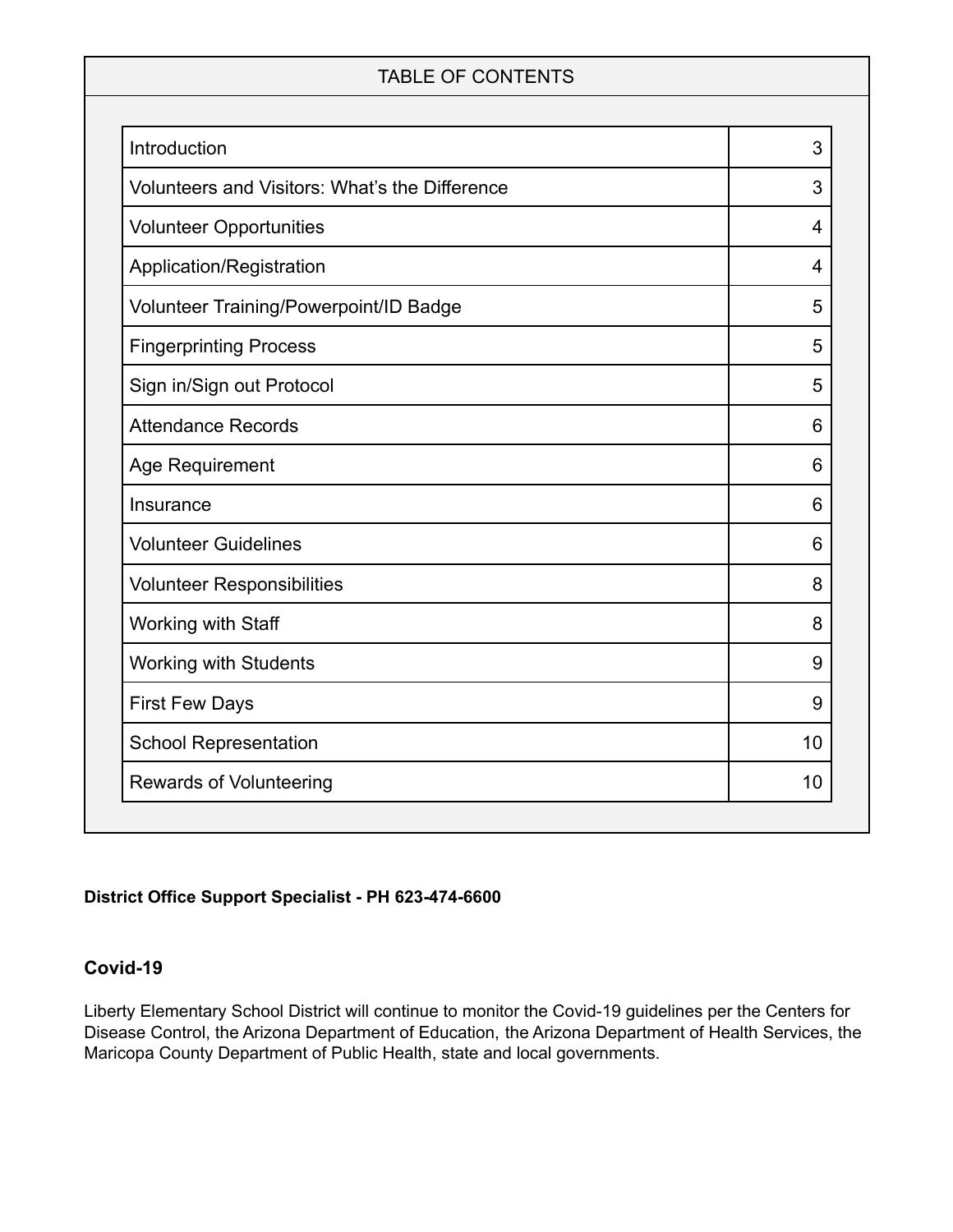## TABLE OF CONTENTS

| | |
|---|---|
| Introduction | 3 |
| Volunteers and Visitors: What's the Difference | 3 |
| Volunteer Opportunities | 4 |
| Application/Registration | 4 |
| Volunteer Training/Powerpoint/ID Badge | 5 |
| Fingerprinting Process | 5 |
| Sign in/Sign out Protocol | 5 |
| Attendance Records | 6 |
| Age Requirement | 6 |
| Insurance | 6 |
| Volunteer Guidelines | 6 |
| Volunteer Responsibilities | 8 |
| Working with Staff | 8 |
| Working with Students | 9 |
| First Few Days | 9 |
| School Representation | 10 |
| Rewards of Volunteering | 10 |

**District Office Support Specialist - PH 623-474-6600**

## Covid-19

Liberty Elementary School District will continue to monitor the Covid-19 guidelines per the Centers for Disease Control, the Arizona Department of Education, the Arizona Department of Health Services, the Maricopa County Department of Public Health, state and local governments.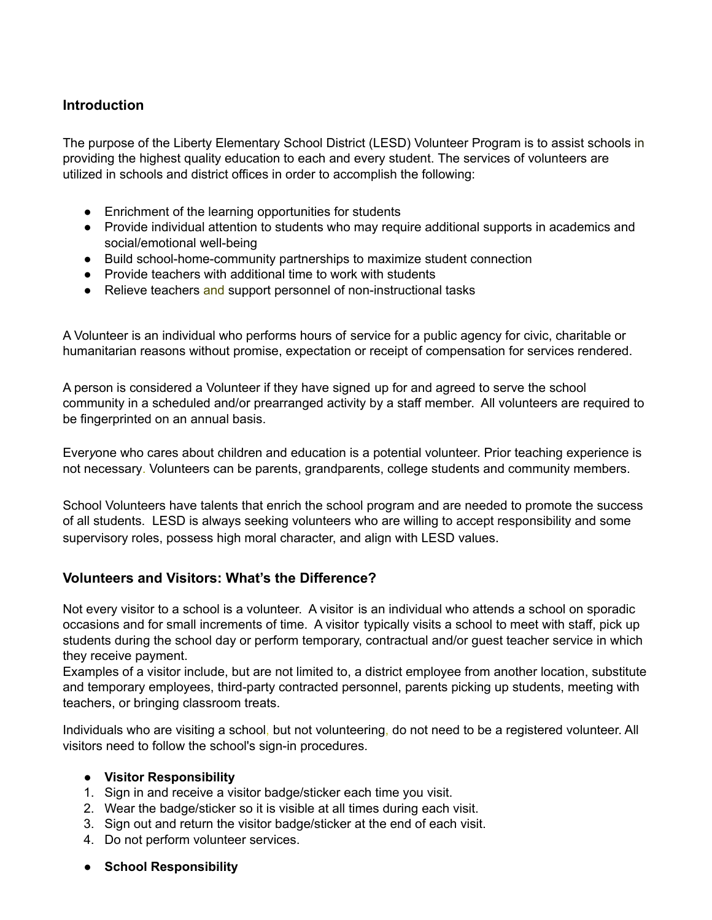## Introduction

The purpose of the Liberty Elementary School District (LESD) Volunteer Program is to assist schools in providing the highest quality education to each and every student. The services of volunteers are utilized in schools and district offices in order to accomplish the following:

- Enrichment of the learning opportunities for students
- Provide individual attention to students who may require additional supports in academics and social/emotional well-being
- Build school-home-community partnerships to maximize student connection
- Provide teachers with additional time to work with students
- Relieve teachers and support personnel of non-instructional tasks

A Volunteer is an individual who performs hours of service for a public agency for civic, charitable or humanitarian reasons without promise, expectation or receipt of compensation for services rendered.

A person is considered a Volunteer if they have signed up for and agreed to serve the school community in a scheduled and/or prearranged activity by a staff member. All volunteers are required to be fingerprinted on an annual basis.

Everyone who cares about children and education is a potential volunteer. Prior teaching experience is not necessary. Volunteers can be parents, grandparents, college students and community members.

School Volunteers have talents that enrich the school program and are needed to promote the success of all students. LESD is always seeking volunteers who are willing to accept responsibility and some supervisory roles, possess high moral character, and align with LESD values.

## Volunteers and Visitors: What's the Difference?

Not every visitor to a school is a volunteer. A visitor is an individual who attends a school on sporadic occasions and for small increments of time. A visitor typically visits a school to meet with staff, pick up students during the school day or perform temporary, contractual and/or guest teacher service in which they receive payment.
Examples of a visitor include, but are not limited to, a district employee from another location, substitute and temporary employees, third-party contracted personnel, parents picking up students, meeting with teachers, or bringing classroom treats.

Individuals who are visiting a school, but not volunteering, do not need to be a registered volunteer. All visitors need to follow the school's sign-in procedures.

- **Visitor Responsibility**

1. Sign in and receive a visitor badge/sticker each time you visit.
2. Wear the badge/sticker so it is visible at all times during each visit.
3. Sign out and return the visitor badge/sticker at the end of each visit.
4. Do not perform volunteer services.

- **School Responsibility**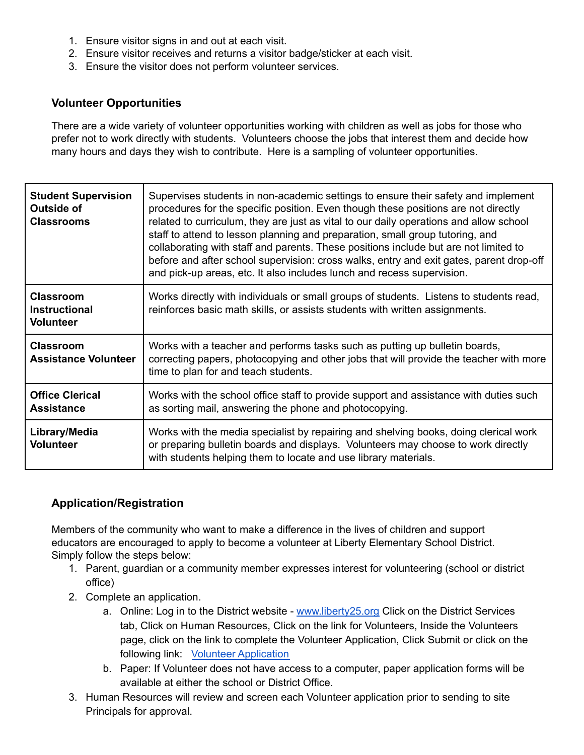1. Ensure visitor signs in and out at each visit.
2. Ensure visitor receives and returns a visitor badge/sticker at each visit.
3. Ensure the visitor does not perform volunteer services.

### Volunteer Opportunities

There are a wide variety of volunteer opportunities working with children as well as jobs for those who prefer not to work directly with students. Volunteers choose the jobs that interest them and decide how many hours and days they wish to contribute. Here is a sampling of volunteer opportunities.

| | |
|---|---|
| **Student Supervision Outside of Classrooms** | Supervises students in non-academic settings to ensure their safety and implement procedures for the specific position. Even though these positions are not directly related to curriculum, they are just as vital to our daily operations and allow school staff to attend to lesson planning and preparation, small group tutoring, and collaborating with staff and parents. These positions include but are not limited to before and after school supervision: cross walks, entry and exit gates, parent drop-off and pick-up areas, etc. It also includes lunch and recess supervision. |
| **Classroom Instructional Volunteer** | Works directly with individuals or small groups of students. Listens to students read, reinforces basic math skills, or assists students with written assignments. |
| **Classroom Assistance Volunteer** | Works with a teacher and performs tasks such as putting up bulletin boards, correcting papers, photocopying and other jobs that will provide the teacher with more time to plan for and teach students. |
| **Office Clerical Assistance** | Works with the school office staff to provide support and assistance with duties such as sorting mail, answering the phone and photocopying. |
| **Library/Media Volunteer** | Works with the media specialist by repairing and shelving books, doing clerical work or preparing bulletin boards and displays. Volunteers may choose to work directly with students helping them to locate and use library materials. |

### Application/Registration

Members of the community who want to make a difference in the lives of children and support educators are encouraged to apply to become a volunteer at Liberty Elementary School District. Simply follow the steps below:

1. Parent, guardian or a community member expresses interest for volunteering (school or district office)
2. Complete an application.
   a. Online: Log in to the District website - www.liberty25.org Click on the District Services tab, Click on Human Resources, Click on the link for Volunteers, Inside the Volunteers page, click on the link to complete the Volunteer Application, Click Submit or click on the following link: Volunteer Application
   b. Paper: If Volunteer does not have access to a computer, paper application forms will be available at either the school or District Office.
3. Human Resources will review and screen each Volunteer application prior to sending to site Principals for approval.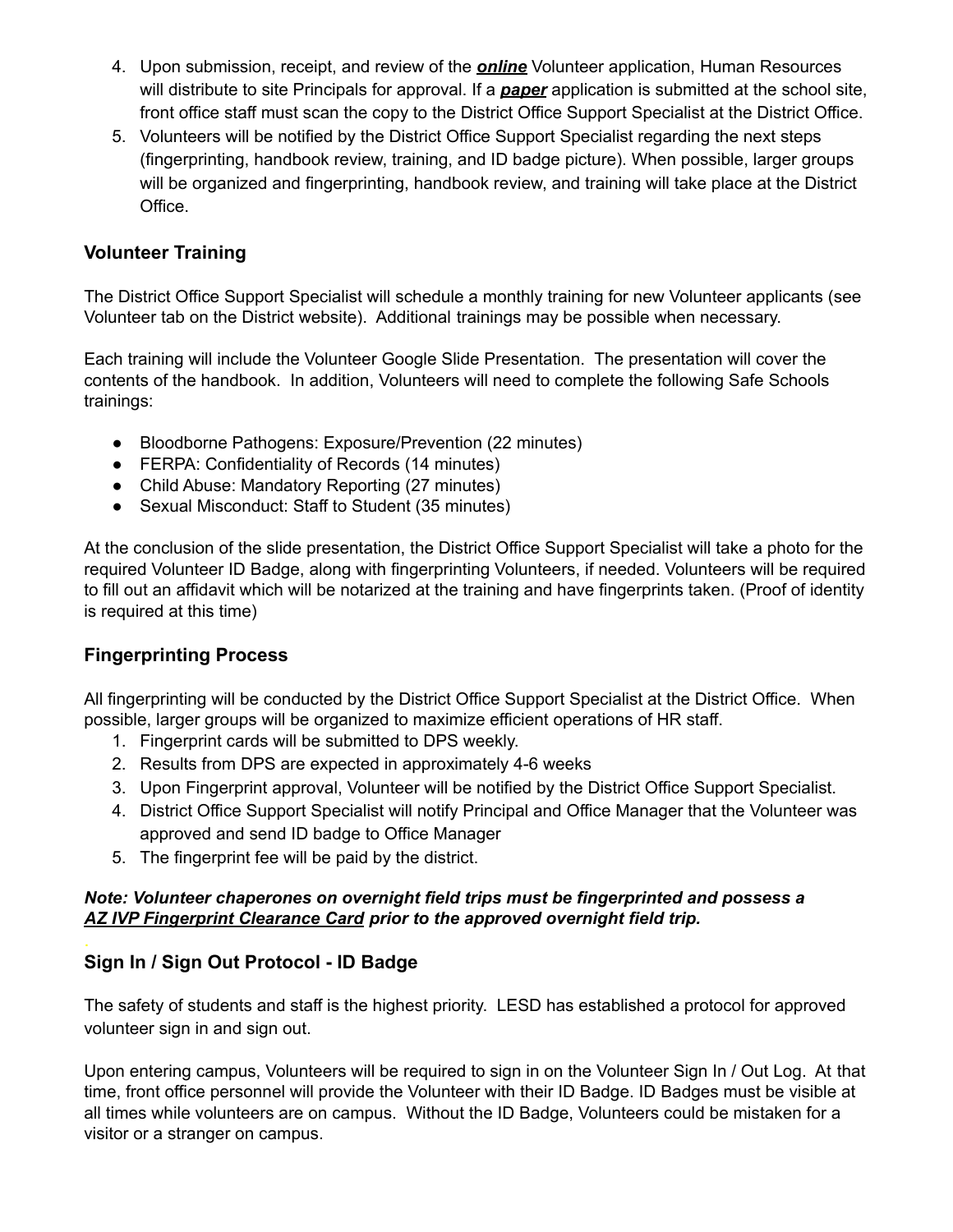4. Upon submission, receipt, and review of the ***online*** Volunteer application, Human Resources will distribute to site Principals for approval. If a ***paper*** application is submitted at the school site, front office staff must scan the copy to the District Office Support Specialist at the District Office.
5. Volunteers will be notified by the District Office Support Specialist regarding the next steps (fingerprinting, handbook review, training, and ID badge picture). When possible, larger groups will be organized and fingerprinting, handbook review, and training will take place at the District Office.

## Volunteer Training

The District Office Support Specialist will schedule a monthly training for new Volunteer applicants (see Volunteer tab on the District website). Additional trainings may be possible when necessary.

Each training will include the Volunteer Google Slide Presentation. The presentation will cover the contents of the handbook. In addition, Volunteers will need to complete the following Safe Schools trainings:

- Bloodborne Pathogens: Exposure/Prevention (22 minutes)
- FERPA: Confidentiality of Records (14 minutes)
- Child Abuse: Mandatory Reporting (27 minutes)
- Sexual Misconduct: Staff to Student (35 minutes)

At the conclusion of the slide presentation, the District Office Support Specialist will take a photo for the required Volunteer ID Badge, along with fingerprinting Volunteers, if needed. Volunteers will be required to fill out an affidavit which will be notarized at the training and have fingerprints taken. (Proof of identity is required at this time)

## Fingerprinting Process

All fingerprinting will be conducted by the District Office Support Specialist at the District Office. When possible, larger groups will be organized to maximize efficient operations of HR staff.

1. Fingerprint cards will be submitted to DPS weekly.
2. Results from DPS are expected in approximately 4-6 weeks
3. Upon Fingerprint approval, Volunteer will be notified by the District Office Support Specialist.
4. District Office Support Specialist will notify Principal and Office Manager that the Volunteer was approved and send ID badge to Office Manager
5. The fingerprint fee will be paid by the district.

***Note: Volunteer chaperones on overnight field trips must be fingerprinted and possess a AZ IVP Fingerprint Clearance Card prior to the approved overnight field trip.***

## Sign In / Sign Out Protocol - ID Badge

The safety of students and staff is the highest priority. LESD has established a protocol for approved volunteer sign in and sign out.

Upon entering campus, Volunteers will be required to sign in on the Volunteer Sign In / Out Log. At that time, front office personnel will provide the Volunteer with their ID Badge. ID Badges must be visible at all times while volunteers are on campus. Without the ID Badge, Volunteers could be mistaken for a visitor or a stranger on campus.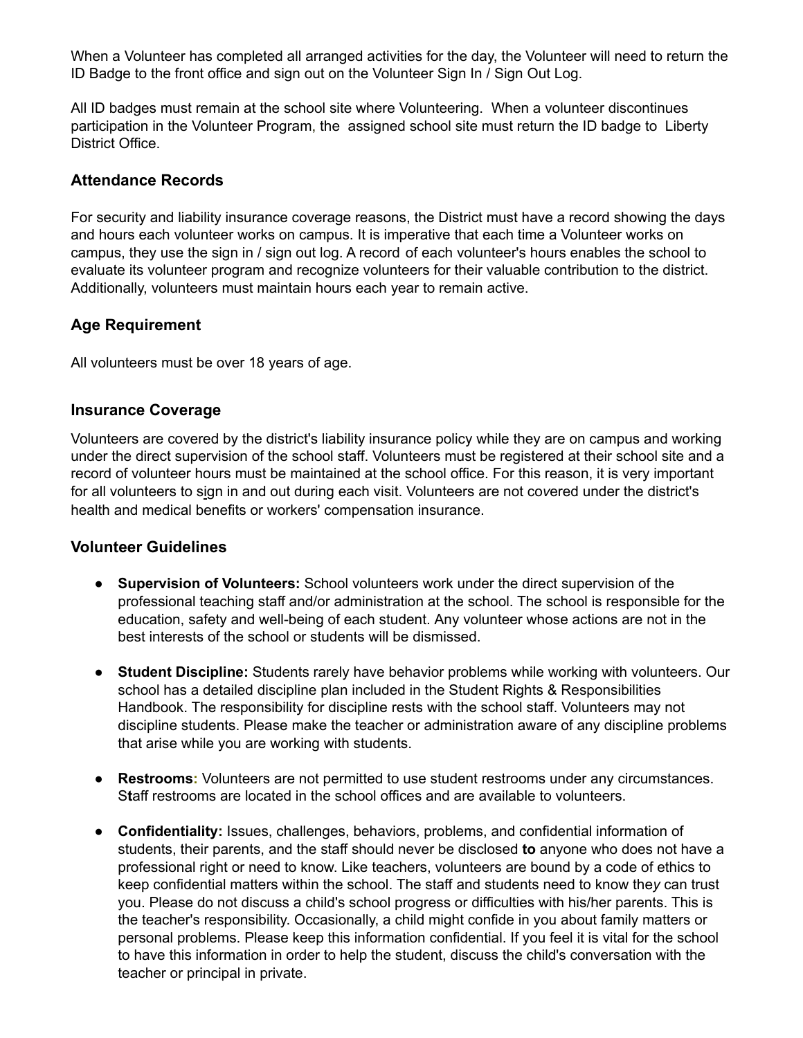When a Volunteer has completed all arranged activities for the day, the Volunteer will need to return the ID Badge to the front office and sign out on the Volunteer Sign In / Sign Out Log.

All ID badges must remain at the school site where Volunteering. When a volunteer discontinues participation in the Volunteer Program, the assigned school site must return the ID badge to Liberty District Office.

### Attendance Records

For security and liability insurance coverage reasons, the District must have a record showing the days and hours each volunteer works on campus. It is imperative that each time a Volunteer works on campus, they use the sign in / sign out log. A record of each volunteer's hours enables the school to evaluate its volunteer program and recognize volunteers for their valuable contribution to the district. Additionally, volunteers must maintain hours each year to remain active.

### Age Requirement

All volunteers must be over 18 years of age.

### Insurance Coverage

Volunteers are covered by the district's liability insurance policy while they are on campus and working under the direct supervision of the school staff. Volunteers must be registered at their school site and a record of volunteer hours must be maintained at the school office. For this reason, it is very important for all volunteers to sign in and out during each visit. Volunteers are not covered under the district's health and medical benefits or workers' compensation insurance.

### Volunteer Guidelines

- **Supervision of Volunteers:** School volunteers work under the direct supervision of the professional teaching staff and/or administration at the school. The school is responsible for the education, safety and well-being of each student. Any volunteer whose actions are not in the best interests of the school or students will be dismissed.

- **Student Discipline:** Students rarely have behavior problems while working with volunteers. Our school has a detailed discipline plan included in the Student Rights & Responsibilities Handbook. The responsibility for discipline rests with the school staff. Volunteers may not discipline students. Please make the teacher or administration aware of any discipline problems that arise while you are working with students.

- **Restrooms:** Volunteers are not permitted to use student restrooms under any circumstances. Staff restrooms are located in the school offices and are available to volunteers.

- **Confidentiality:** Issues, challenges, behaviors, problems, and confidential information of students, their parents, and the staff should never be disclosed **to** anyone who does not have a professional right or need to know. Like teachers, volunteers are bound by a code of ethics to keep confidential matters within the school. The staff and students need to know they can trust you. Please do not discuss a child's school progress or difficulties with his/her parents. This is the teacher's responsibility. Occasionally, a child might confide in you about family matters or personal problems. Please keep this information confidential. If you feel it is vital for the school to have this information in order to help the student, discuss the child's conversation with the teacher or principal in private.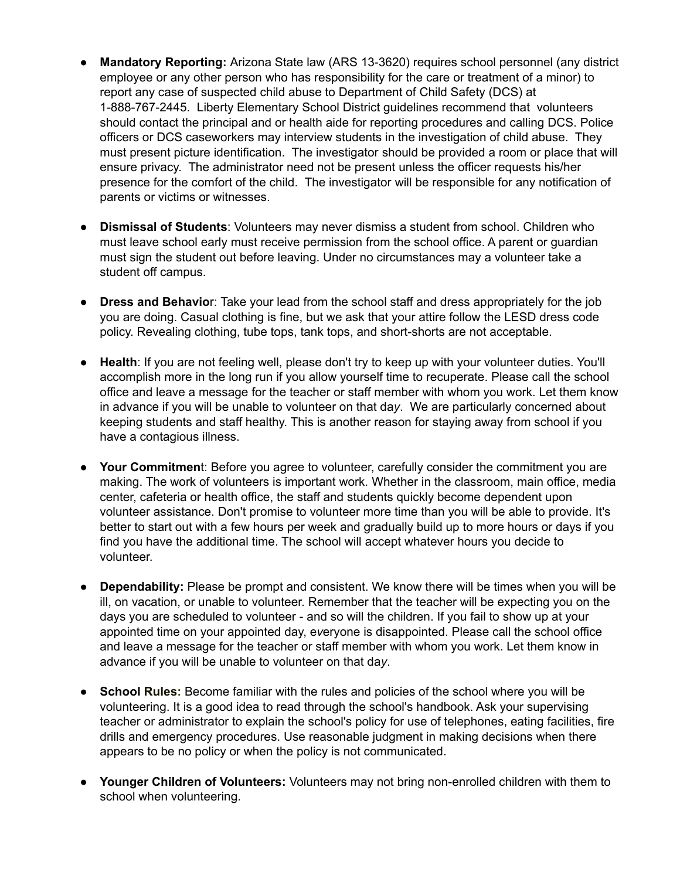- **Mandatory Reporting:** Arizona State law (ARS 13-3620) requires school personnel (any district employee or any other person who has responsibility for the care or treatment of a minor) to report any case of suspected child abuse to Department of Child Safety (DCS) at 1-888-767-2445. Liberty Elementary School District guidelines recommend that volunteers should contact the principal and or health aide for reporting procedures and calling DCS. Police officers or DCS caseworkers may interview students in the investigation of child abuse. They must present picture identification. The investigator should be provided a room or place that will ensure privacy. The administrator need not be present unless the officer requests his/her presence for the comfort of the child. The investigator will be responsible for any notification of parents or victims or witnesses.

- **Dismissal of Students**: Volunteers may never dismiss a student from school. Children who must leave school early must receive permission from the school office. A parent or guardian must sign the student out before leaving. Under no circumstances may a volunteer take a student off campus.

- **Dress and Behavior**: Take your lead from the school staff and dress appropriately for the job you are doing. Casual clothing is fine, but we ask that your attire follow the LESD dress code policy. Revealing clothing, tube tops, tank tops, and short-shorts are not acceptable.

- **Health**: If you are not feeling well, please don't try to keep up with your volunteer duties. You'll accomplish more in the long run if you allow yourself time to recuperate. Please call the school office and leave a message for the teacher or staff member with whom you work. Let them know in advance if you will be unable to volunteer on that day. We are particularly concerned about keeping students and staff healthy. This is another reason for staying away from school if you have a contagious illness.

- **Your Commitment**: Before you agree to volunteer, carefully consider the commitment you are making. The work of volunteers is important work. Whether in the classroom, main office, media center, cafeteria or health office, the staff and students quickly become dependent upon volunteer assistance. Don't promise to volunteer more time than you will be able to provide. It's better to start out with a few hours per week and gradually build up to more hours or days if you find you have the additional time. The school will accept whatever hours you decide to volunteer.

- **Dependability:** Please be prompt and consistent. We know there will be times when you will be ill, on vacation, or unable to volunteer. Remember that the teacher will be expecting you on the days you are scheduled to volunteer - and so will the children. If you fail to show up at your appointed time on your appointed day, everyone is disappointed. Please call the school office and leave a message for the teacher or staff member with whom you work. Let them know in advance if you will be unable to volunteer on that day.

- **School Rules:** Become familiar with the rules and policies of the school where you will be volunteering. It is a good idea to read through the school's handbook. Ask your supervising teacher or administrator to explain the school's policy for use of telephones, eating facilities, fire drills and emergency procedures. Use reasonable judgment in making decisions when there appears to be no policy or when the policy is not communicated.

- **Younger Children of Volunteers:** Volunteers may not bring non-enrolled children with them to school when volunteering.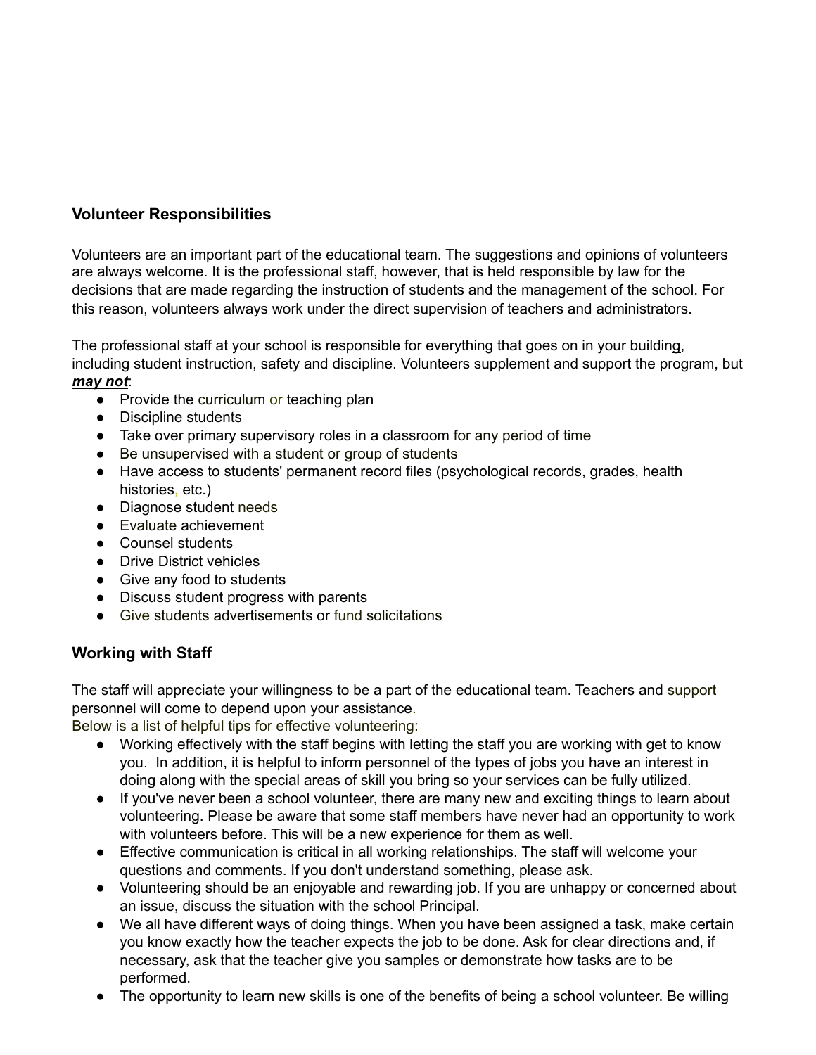## Volunteer Responsibilities

Volunteers are an important part of the educational team. The suggestions and opinions of volunteers are always welcome. It is the professional staff, however, that is held responsible by law for the decisions that are made regarding the instruction of students and the management of the school. For this reason, volunteers always work under the direct supervision of teachers and administrators.

The professional staff at your school is responsible for everything that goes on in your building, including student instruction, safety and discipline. Volunteers supplement and support the program, but ***may not***:

- Provide the curriculum or teaching plan
- Discipline students
- Take over primary supervisory roles in a classroom for any period of time
- Be unsupervised with a student or group of students
- Have access to students' permanent record files (psychological records, grades, health histories, etc.)
- Diagnose student needs
- Evaluate achievement
- Counsel students
- Drive District vehicles
- Give any food to students
- Discuss student progress with parents
- Give students advertisements or fund solicitations

## Working with Staff

The staff will appreciate your willingness to be a part of the educational team. Teachers and support personnel will come to depend upon your assistance.
Below is a list of helpful tips for effective volunteering:

- Working effectively with the staff begins with letting the staff you are working with get to know you. In addition, it is helpful to inform personnel of the types of jobs you have an interest in doing along with the special areas of skill you bring so your services can be fully utilized.
- If you've never been a school volunteer, there are many new and exciting things to learn about volunteering. Please be aware that some staff members have never had an opportunity to work with volunteers before. This will be a new experience for them as well.
- Effective communication is critical in all working relationships. The staff will welcome your questions and comments. If you don't understand something, please ask.
- Volunteering should be an enjoyable and rewarding job. If you are unhappy or concerned about an issue, discuss the situation with the school Principal.
- We all have different ways of doing things. When you have been assigned a task, make certain you know exactly how the teacher expects the job to be done. Ask for clear directions and, if necessary, ask that the teacher give you samples or demonstrate how tasks are to be performed.
- The opportunity to learn new skills is one of the benefits of being a school volunteer. Be willing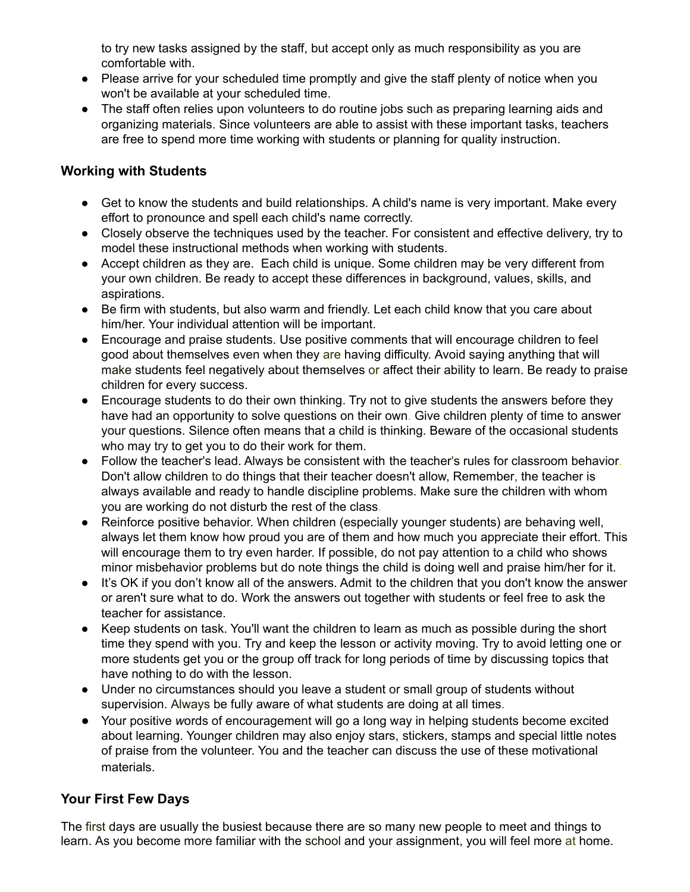to try new tasks assigned by the staff, but accept only as much responsibility as you are comfortable with.

- Please arrive for your scheduled time promptly and give the staff plenty of notice when you won't be available at your scheduled time.
- The staff often relies upon volunteers to do routine jobs such as preparing learning aids and organizing materials. Since volunteers are able to assist with these important tasks, teachers are free to spend more time working with students or planning for quality instruction.

### Working with Students

- Get to know the students and build relationships. A child's name is very important. Make every effort to pronounce and spell each child's name correctly.
- Closely observe the techniques used by the teacher. For consistent and effective delivery, try to model these instructional methods when working with students.
- Accept children as they are. Each child is unique. Some children may be very different from your own children. Be ready to accept these differences in background, values, skills, and aspirations.
- Be firm with students, but also warm and friendly. Let each child know that you care about him/her. Your individual attention will be important.
- Encourage and praise students. Use positive comments that will encourage children to feel good about themselves even when they are having difficulty. Avoid saying anything that will make students feel negatively about themselves or affect their ability to learn. Be ready to praise children for every success.
- Encourage students to do their own thinking. Try not to give students the answers before they have had an opportunity to solve questions on their own. Give children plenty of time to answer your questions. Silence often means that a child is thinking. Beware of the occasional students who may try to get you to do their work for them.
- Follow the teacher's lead. Always be consistent with the teacher's rules for classroom behavior. Don't allow children to do things that their teacher doesn't allow, Remember, the teacher is always available and ready to handle discipline problems. Make sure the children with whom you are working do not disturb the rest of the class.
- Reinforce positive behavior. When children (especially younger students) are behaving well, always let them know how proud you are of them and how much you appreciate their effort. This will encourage them to try even harder. If possible, do not pay attention to a child who shows minor misbehavior problems but do note things the child is doing well and praise him/her for it.
- It's OK if you don't know all of the answers. Admit to the children that you don't know the answer or aren't sure what to do. Work the answers out together with students or feel free to ask the teacher for assistance.
- Keep students on task. You'll want the children to learn as much as possible during the short time they spend with you. Try and keep the lesson or activity moving. Try to avoid letting one or more students get you or the group off track for long periods of time by discussing topics that have nothing to do with the lesson.
- Under no circumstances should you leave a student or small group of students without supervision. Always be fully aware of what students are doing at all times.
- Your positive words of encouragement will go a long way in helping students become excited about learning. Younger children may also enjoy stars, stickers, stamps and special little notes of praise from the volunteer. You and the teacher can discuss the use of these motivational materials.

### Your First Few Days

The first days are usually the busiest because there are so many new people to meet and things to learn. As you become more familiar with the school and your assignment, you will feel more at home.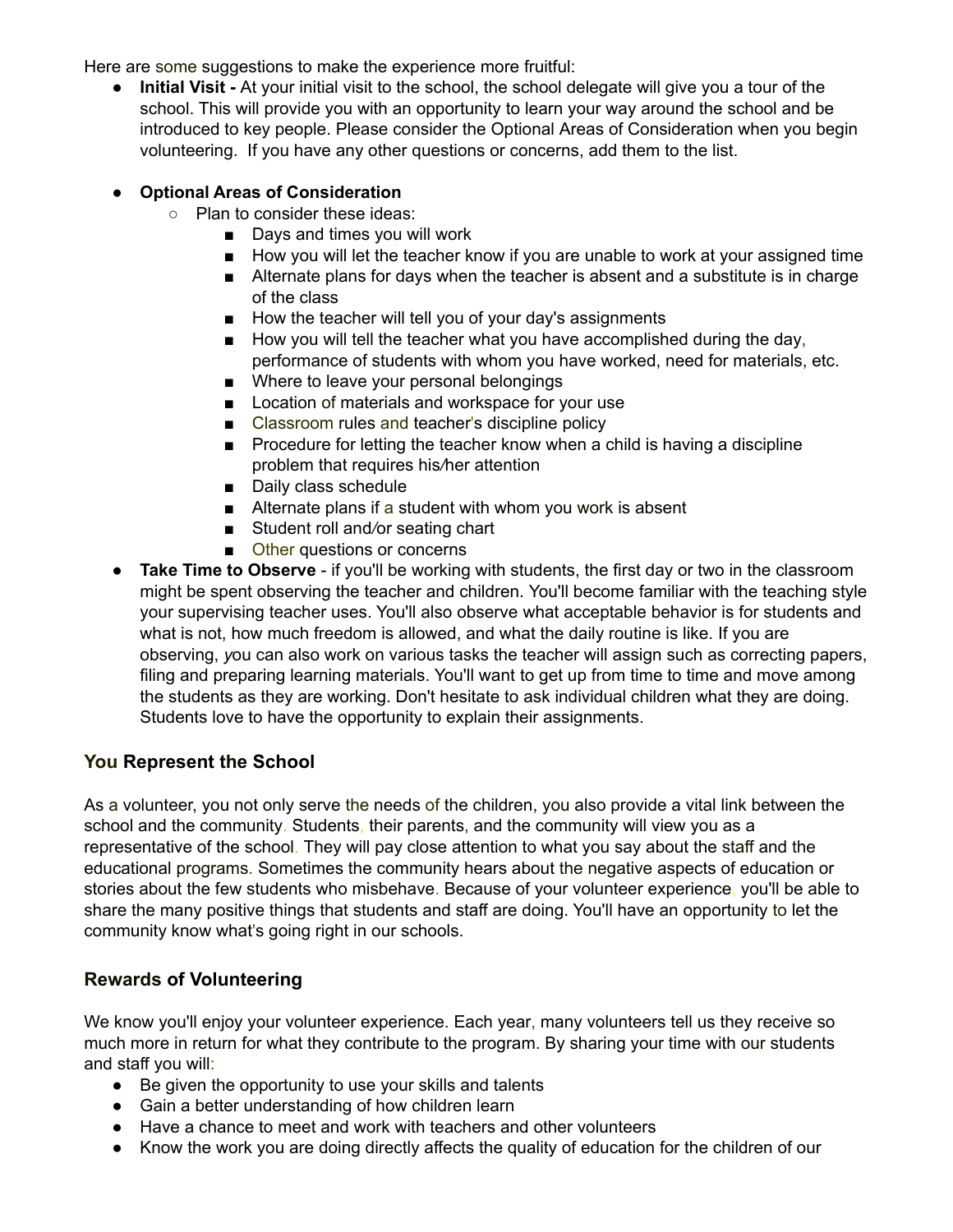Here are some suggestions to make the experience more fruitful:

- **Initial Visit -** At your initial visit to the school, the school delegate will give you a tour of the school. This will provide you with an opportunity to learn your way around the school and be introduced to key people. Please consider the Optional Areas of Consideration when you begin volunteering. If you have any other questions or concerns, add them to the list.

- **Optional Areas of Consideration**
  - Plan to consider these ideas:
    - Days and times you will work
    - How you will let the teacher know if you are unable to work at your assigned time
    - Alternate plans for days when the teacher is absent and a substitute is in charge of the class
    - How the teacher will tell you of your day's assignments
    - How you will tell the teacher what you have accomplished during the day, performance of students with whom you have worked, need for materials, etc.
    - Where to leave your personal belongings
    - Location of materials and workspace for your use
    - Classroom rules and teacher's discipline policy
    - Procedure for letting the teacher know when a child is having a discipline problem that requires his/her attention
    - Daily class schedule
    - Alternate plans if a student with whom you work is absent
    - Student roll and/or seating chart
    - Other questions or concerns
- **Take Time to Observe** - if you'll be working with students, the first day or two in the classroom might be spent observing the teacher and children. You'll become familiar with the teaching style your supervising teacher uses. You'll also observe what acceptable behavior is for students and what is not, how much freedom is allowed, and what the daily routine is like. If you are observing, you can also work on various tasks the teacher will assign such as correcting papers, filing and preparing learning materials. You'll want to get up from time to time and move among the students as they are working. Don't hesitate to ask individual children what they are doing. Students love to have the opportunity to explain their assignments.

## You Represent the School

As a volunteer, you not only serve the needs of the children, you also provide a vital link between the school and the community. Students, their parents, and the community will view you as a representative of the school. They will pay close attention to what you say about the staff and the educational programs. Sometimes the community hears about the negative aspects of education or stories about the few students who misbehave. Because of your volunteer experience, you'll be able to share the many positive things that students and staff are doing. You'll have an opportunity to let the community know what's going right in our schools.

## Rewards of Volunteering

We know you'll enjoy your volunteer experience. Each year, many volunteers tell us they receive so much more in return for what they contribute to the program. By sharing your time with our students and staff you will:

- Be given the opportunity to use your skills and talents
- Gain a better understanding of how children learn
- Have a chance to meet and work with teachers and other volunteers
- Know the work you are doing directly affects the quality of education for the children of our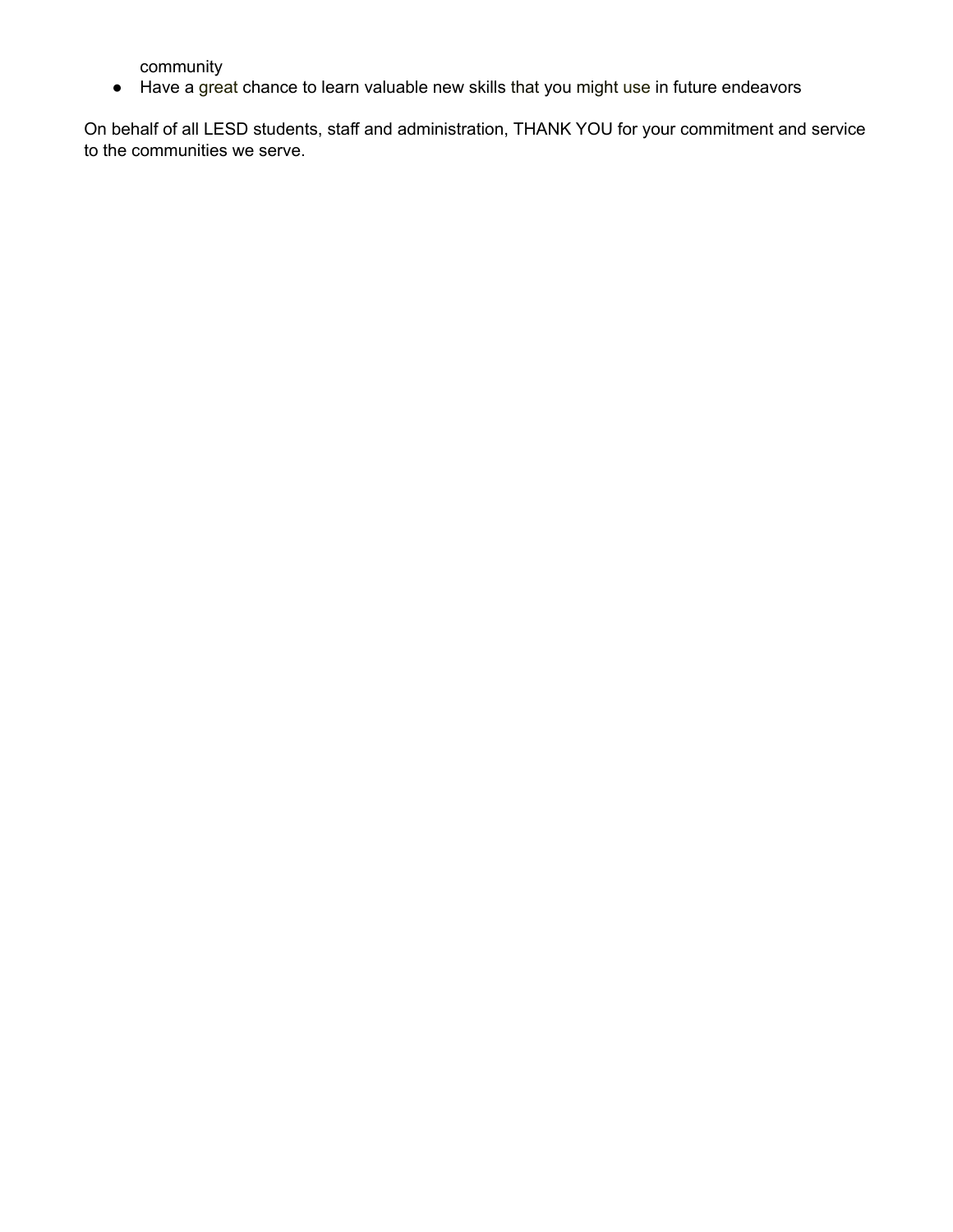community

- Have a great chance to learn valuable new skills that you might use in future endeavors

On behalf of all LESD students, staff and administration, THANK YOU for your commitment and service to the communities we serve.